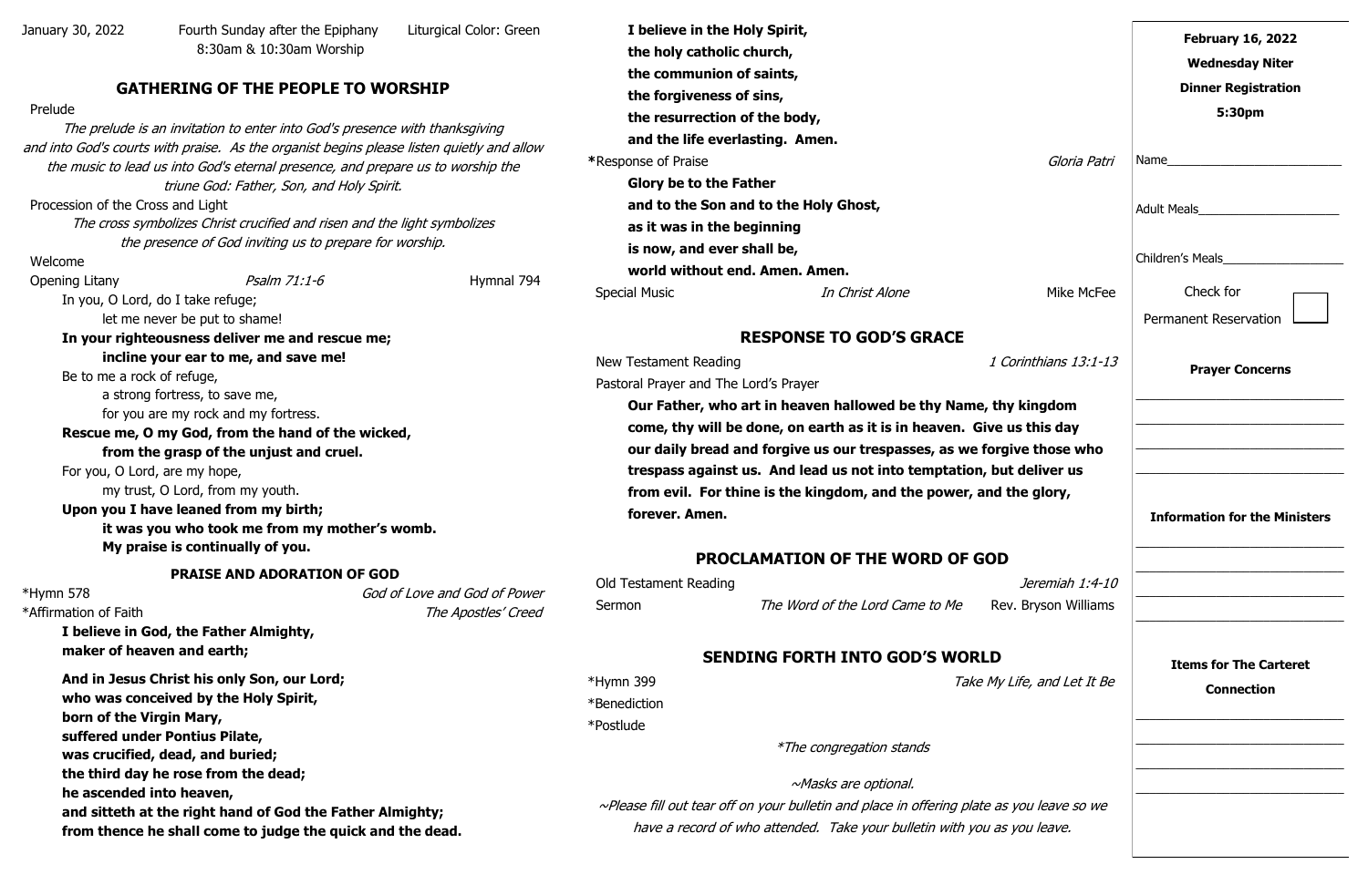January 30, 2022 Fourth Sunday after the Epiphany Liturgical Color: Green
8:30am & 10:30am Worship

## GATHERING OF THE PEOPLE TO WORSHIP

Prelude

*The prelude is an invitation to enter into God's presence with thanksgiving and into God's courts with praise. As the organist begins please listen quietly and allow the music to lead us into God's eternal presence, and prepare us to worship the triune God: Father, Son, and Holy Spirit.*

Procession of the Cross and Light

*The cross symbolizes Christ crucified and risen and the light symbolizes the presence of God inviting us to prepare for worship.*

Welcome

Opening Litany *Psalm 71:1-6* Hymnal 794

In you, O Lord, do I take refuge;
let me never be put to shame!

**In your righteousness deliver me and rescue me;**
**incline your ear to me, and save me!**

Be to me a rock of refuge,
a strong fortress, to save me,
for you are my rock and my fortress.

**Rescue me, O my God, from the hand of the wicked,**
**from the grasp of the unjust and cruel.**

For you, O Lord, are my hope,
my trust, O Lord, from my youth.

**Upon you I have leaned from my birth;**
**it was you who took me from my mother's womb.**
**My praise is continually of you.**

### PRAISE AND ADORATION OF GOD

*Hymn 578 *God of Love and God of Power*

*Affirmation of Faith *The Apostles' Creed*

**I believe in God, the Father Almighty,**
**maker of heaven and earth;**

**And in Jesus Christ his only Son, our Lord;**
**who was conceived by the Holy Spirit,**
**born of the Virgin Mary,**
**suffered under Pontius Pilate,**
**was crucified, dead, and buried;**
**the third day he rose from the dead;**
**he ascended into heaven,**
**and sitteth at the right hand of God the Father Almighty;**
**from thence he shall come to judge the quick and the dead.**

**I believe in the Holy Spirit,**
**the holy catholic church,**
**the communion of saints,**
**the forgiveness of sins,**
**the resurrection of the body,**
**and the life everlasting. Amen.**

**\***Response of Praise *Gloria Patri*

**Glory be to the Father**
**and to the Son and to the Holy Ghost,**
**as it was in the beginning**
**is now, and ever shall be,**
**world without end. Amen. Amen.**

Special Music *In Christ Alone* Mike McFee

## RESPONSE TO GOD'S GRACE

New Testament Reading *1 Corinthians 13:1-13*

Pastoral Prayer and The Lord's Prayer

**Our Father, who art in heaven hallowed be thy Name, thy kingdom come, thy will be done, on earth as it is in heaven. Give us this day our daily bread and forgive us our trespasses, as we forgive those who trespass against us. And lead us not into temptation, but deliver us from evil. For thine is the kingdom, and the power, and the glory, forever. Amen.**

## PROCLAMATION OF THE WORD OF GOD

Old Testament Reading *Jeremiah 1:4-10*

Sermon *The Word of the Lord Came to Me* Rev. Bryson Williams

## SENDING FORTH INTO GOD'S WORLD

*Hymn 399 *Take My Life, and Let It Be*

*Benediction

*Postlude

*\*The congregation stands*

*~Masks are optional.*

*~Please fill out tear off on your bulletin and place in offering plate as you leave so we have a record of who attended. Take your bulletin with you as you leave.*

---

**February 16, 2022**

**Wednesday Niter**

**Dinner Registration**

**5:30pm**

Name\_\_\_\_\_\_\_\_\_\_\_\_\_\_\_\_\_\_\_\_\_\_\_\_\_

Adult Meals\_\_\_\_\_\_\_\_\_\_\_\_\_\_\_\_\_\_\_\_\_

Children's Meals\_\_\_\_\_\_\_\_\_\_\_\_\_\_\_\_\_\_

Check for Permanent Reservation ☐

**Prayer Concerns**

\_\_\_\_\_\_\_\_\_\_\_\_\_\_\_\_\_\_\_\_\_\_\_\_\_\_\_\_\_\_

\_\_\_\_\_\_\_\_\_\_\_\_\_\_\_\_\_\_\_\_\_\_\_\_\_\_\_\_\_\_

\_\_\_\_\_\_\_\_\_\_\_\_\_\_\_\_\_\_\_\_\_\_\_\_\_\_\_\_\_\_

\_\_\_\_\_\_\_\_\_\_\_\_\_\_\_\_\_\_\_\_\_\_\_\_\_\_\_\_\_\_

**Information for the Ministers**

\_\_\_\_\_\_\_\_\_\_\_\_\_\_\_\_\_\_\_\_\_\_\_\_\_\_\_\_\_\_

\_\_\_\_\_\_\_\_\_\_\_\_\_\_\_\_\_\_\_\_\_\_\_\_\_\_\_\_\_\_

\_\_\_\_\_\_\_\_\_\_\_\_\_\_\_\_\_\_\_\_\_\_\_\_\_\_\_\_\_\_

\_\_\_\_\_\_\_\_\_\_\_\_\_\_\_\_\_\_\_\_\_\_\_\_\_\_\_\_\_\_

**Items for The Carteret Connection**

\_\_\_\_\_\_\_\_\_\_\_\_\_\_\_\_\_\_\_\_\_\_\_\_\_\_\_\_\_\_

\_\_\_\_\_\_\_\_\_\_\_\_\_\_\_\_\_\_\_\_\_\_\_\_\_\_\_\_\_\_

\_\_\_\_\_\_\_\_\_\_\_\_\_\_\_\_\_\_\_\_\_\_\_\_\_\_\_\_\_\_

\_\_\_\_\_\_\_\_\_\_\_\_\_\_\_\_\_\_\_\_\_\_\_\_\_\_\_\_\_\_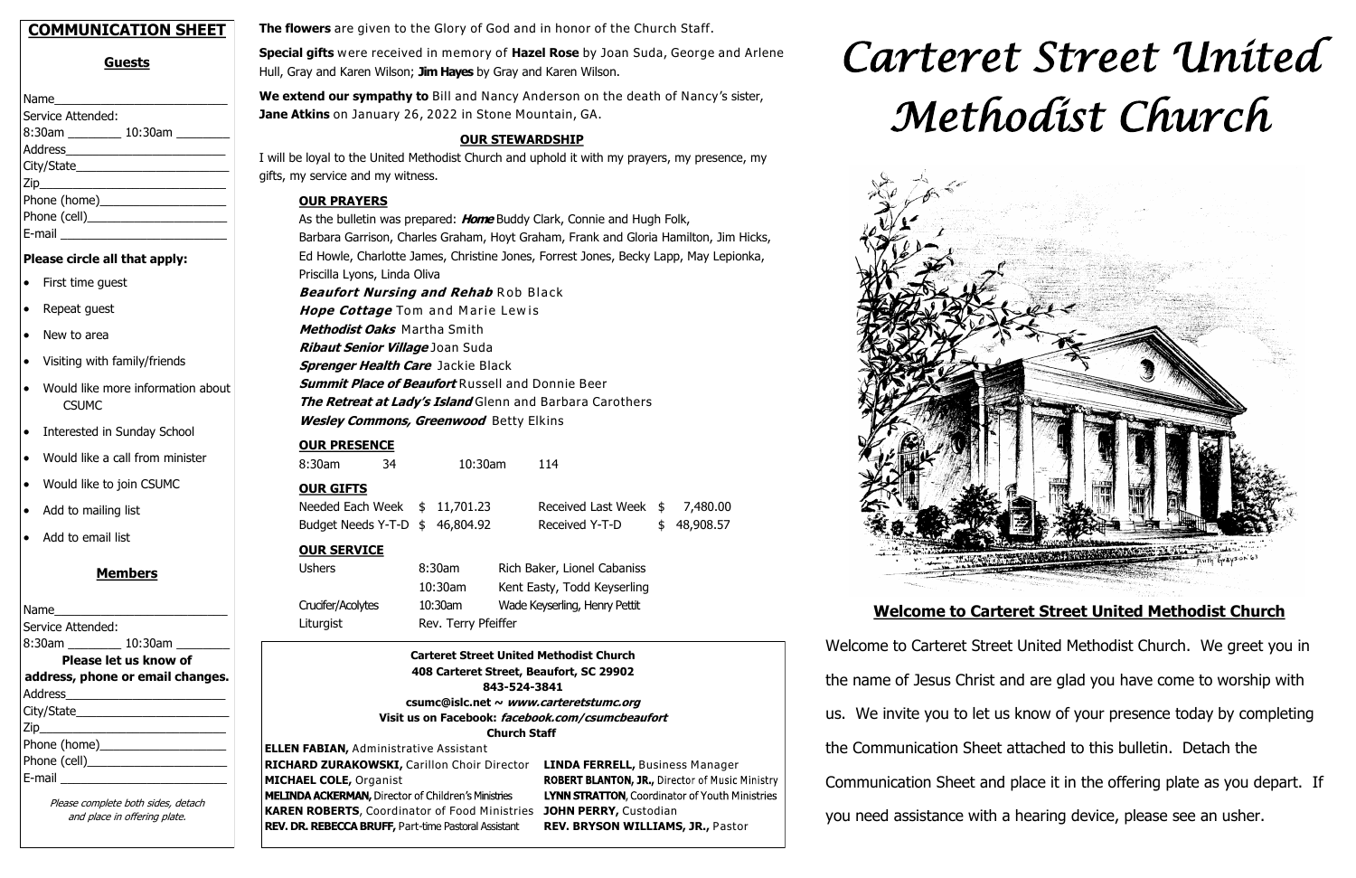## COMMUNICATION SHEET

### Guests

Name\_\_\_\_\_\_\_\_\_\_\_\_\_\_\_\_\_\_\_\_\_\_\_\_\_

Service Attended:

8:30am \_\_\_\_\_\_\_\_ 10:30am \_\_\_\_\_\_\_\_

Address\_\_\_\_\_\_\_\_\_\_\_\_\_\_\_\_\_\_\_\_\_\_\_

City/State\_\_\_\_\_\_\_\_\_\_\_\_\_\_\_\_\_\_\_\_\_\_

Zip\_\_\_\_\_\_\_\_\_\_\_\_\_\_\_\_\_\_\_\_\_\_\_\_\_\_\_

Phone (home)\_\_\_\_\_\_\_\_\_\_\_\_\_\_\_\_\_\_

Phone (cell)\_\_\_\_\_\_\_\_\_\_\_\_\_\_\_\_\_\_\_\_

E-mail \_\_\_\_\_\_\_\_\_\_\_\_\_\_\_\_\_\_\_\_\_\_\_\_

**Please circle all that apply:**

- First time guest
- Repeat guest
- New to area
- Visiting with family/friends
- Would like more information about CSUMC
- Interested in Sunday School
- Would like a call from minister
- Would like to join CSUMC
- Add to mailing list
- Add to email list

### Members

Name\_\_\_\_\_\_\_\_\_\_\_\_\_\_\_\_\_\_\_\_\_\_\_\_\_

Service Attended:

8:30am \_\_\_\_\_\_\_\_ 10:30am \_\_\_\_\_\_\_\_

**Please let us know of address, phone or email changes.**

Address\_\_\_\_\_\_\_\_\_\_\_\_\_\_\_\_\_\_\_\_\_\_\_

City/State\_\_\_\_\_\_\_\_\_\_\_\_\_\_\_\_\_\_\_\_\_\_

Zip\_\_\_\_\_\_\_\_\_\_\_\_\_\_\_\_\_\_\_\_\_\_\_\_\_\_\_

Phone (home)\_\_\_\_\_\_\_\_\_\_\_\_\_\_\_\_\_\_

Phone (cell)\_\_\_\_\_\_\_\_\_\_\_\_\_\_\_\_\_\_\_\_

E-mail \_\_\_\_\_\_\_\_\_\_\_\_\_\_\_\_\_\_\_\_\_\_\_\_

*Please complete both sides, detach and place in offering plate.*

**The flowers** are given to the Glory of God and in honor of the Church Staff.

**Special gifts** were received in memory of **Hazel Rose** by Joan Suda, George and Arlene Hull, Gray and Karen Wilson; **Jim Hayes** by Gray and Karen Wilson.

**We extend our sympathy to** Bill and Nancy Anderson on the death of Nancy's sister, **Jane Atkins** on January 26, 2022 in Stone Mountain, GA.

### OUR STEWARDSHIP

I will be loyal to the United Methodist Church and uphold it with my prayers, my presence, my gifts, my service and my witness.

**OUR PRAYERS**

As the bulletin was prepared: ***Home*** Buddy Clark, Connie and Hugh Folk, Barbara Garrison, Charles Graham, Hoyt Graham, Frank and Gloria Hamilton, Jim Hicks, Ed Howle, Charlotte James, Christine Jones, Forrest Jones, Becky Lapp, May Lepionka, Priscilla Lyons, Linda Oliva

***Beaufort Nursing and Rehab*** Rob Black

***Hope Cottage*** Tom and Marie Lewis

***Methodist Oaks*** Martha Smith

***Ribaut Senior Village*** Joan Suda

***Sprenger Health Care*** Jackie Black

***Summit Place of Beaufort*** Russell and Donnie Beer

***The Retreat at Lady's Island*** Glenn and Barbara Carothers

***Wesley Commons, Greenwood*** Betty Elkins

**OUR PRESENCE**

8:30am 34 10:30am 114

**OUR GIFTS**

| | | | |
|---|---|---|---|
| Needed Each Week | $ 11,701.23 | Received Last Week | $ 7,480.00 |
| Budget Needs Y-T-D | $ 46,804.92 | Received Y-T-D | $ 48,908.57 |

**OUR SERVICE**

| | | |
|---|---|---|
| Ushers | 8:30am | Rich Baker, Lionel Cabaniss |
| | 10:30am | Kent Easty, Todd Keyserling |
| Crucifer/Acolytes | 10:30am | Wade Keyserling, Henry Pettit |
| Liturgist | Rev. Terry Pfeiffer | |

**Carteret Street United Methodist Church**
**408 Carteret Street, Beaufort, SC 29902**
**843-524-3841**
**csumc@islc.net ~ *www.carteretstumc.org***
**Visit us on Facebook: *facebook.com/csumcbeaufort***
**Church Staff**

**ELLEN FABIAN,** Administrative Assistant
**RICHARD ZURAKOWSKI,** Carillon Choir Director
**MICHAEL COLE,** Organist
**MELINDA ACKERMAN,** Director of Children's Ministries
**KAREN ROBERTS**, Coordinator of Food Ministries
**REV. DR. REBECCA BRUFF,** Part-time Pastoral Assistant
**LINDA FERRELL,** Business Manager
**ROBERT BLANTON, JR.,** Director of Music Ministry
**LYNN STRATTON**, Coordinator of Youth Ministries
**JOHN PERRY,** Custodian
**REV. BRYSON WILLIAMS, JR.,** Pastor

# *Carteret Street United Methodist Church*

## Welcome to Carteret Street United Methodist Church

Welcome to Carteret Street United Methodist Church. We greet you in the name of Jesus Christ and are glad you have come to worship with us. We invite you to let us know of your presence today by completing the Communication Sheet attached to this bulletin. Detach the Communication Sheet and place it in the offering plate as you depart. If you need assistance with a hearing device, please see an usher.